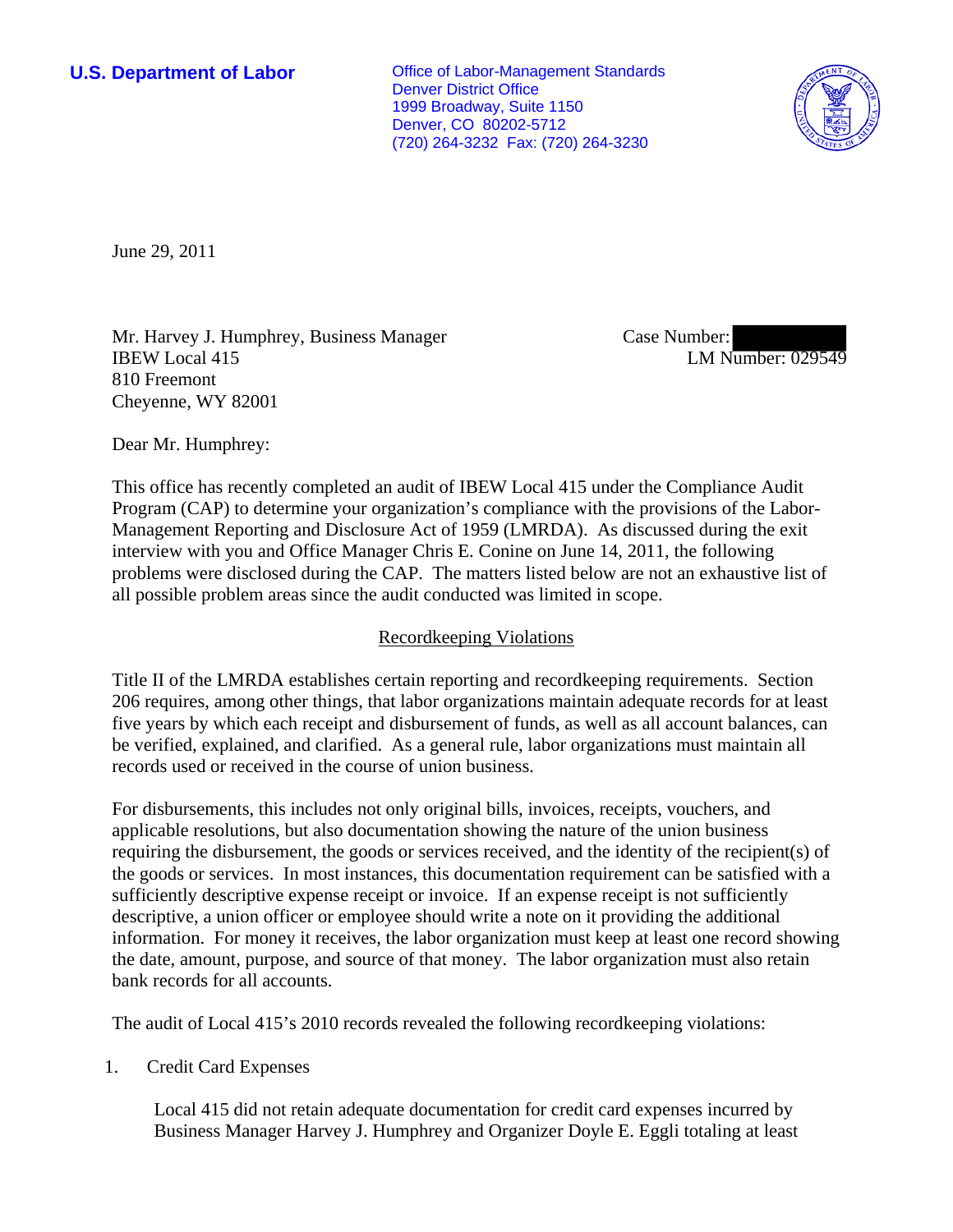**U.S. Department of Labor**

Office of Labor-Management Standards
Denver District Office
1999 Broadway, Suite 1150
Denver, CO 80202-5712
(720) 264-3232 Fax: (720) 264-3230

June 29, 2011

Mr. Harvey J. Humphrey, Business Manager
IBEW Local 415
810 Freemont
Cheyenne, WY 82001

Case Number: [redacted]
LM Number: 029549

Dear Mr. Humphrey:

This office has recently completed an audit of IBEW Local 415 under the Compliance Audit Program (CAP) to determine your organization's compliance with the provisions of the Labor-Management Reporting and Disclosure Act of 1959 (LMRDA). As discussed during the exit interview with you and Office Manager Chris E. Conine on June 14, 2011, the following problems were disclosed during the CAP. The matters listed below are not an exhaustive list of all possible problem areas since the audit conducted was limited in scope.

## Recordkeeping Violations

Title II of the LMRDA establishes certain reporting and recordkeeping requirements. Section 206 requires, among other things, that labor organizations maintain adequate records for at least five years by which each receipt and disbursement of funds, as well as all account balances, can be verified, explained, and clarified. As a general rule, labor organizations must maintain all records used or received in the course of union business.

For disbursements, this includes not only original bills, invoices, receipts, vouchers, and applicable resolutions, but also documentation showing the nature of the union business requiring the disbursement, the goods or services received, and the identity of the recipient(s) of the goods or services. In most instances, this documentation requirement can be satisfied with a sufficiently descriptive expense receipt or invoice. If an expense receipt is not sufficiently descriptive, a union officer or employee should write a note on it providing the additional information. For money it receives, the labor organization must keep at least one record showing the date, amount, purpose, and source of that money. The labor organization must also retain bank records for all accounts.

The audit of Local 415's 2010 records revealed the following recordkeeping violations:

1. Credit Card Expenses

   Local 415 did not retain adequate documentation for credit card expenses incurred by Business Manager Harvey J. Humphrey and Organizer Doyle E. Eggli totaling at least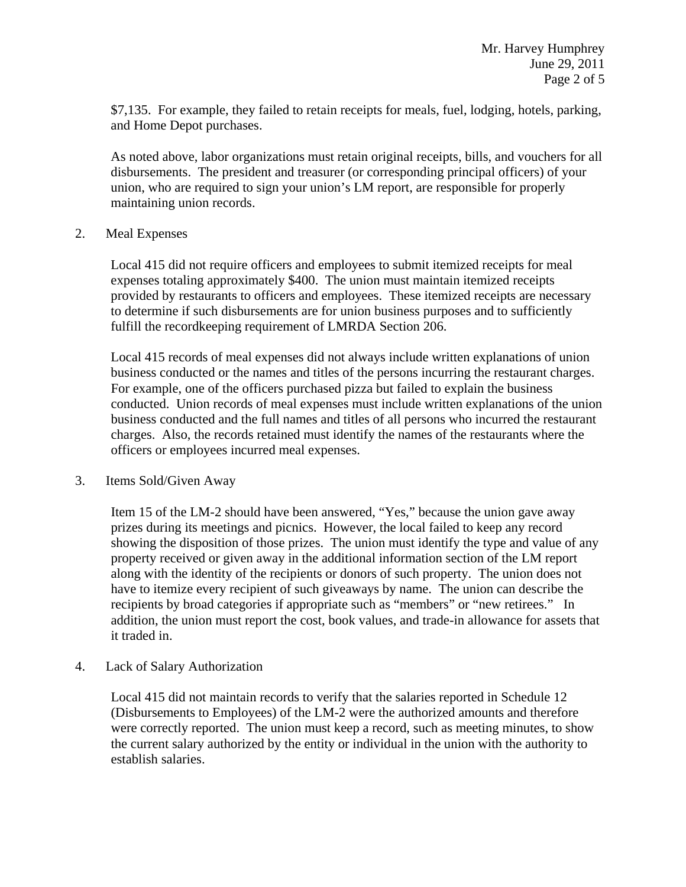$7,135. For example, they failed to retain receipts for meals, fuel, lodging, hotels, parking, and Home Depot purchases.

As noted above, labor organizations must retain original receipts, bills, and vouchers for all disbursements. The president and treasurer (or corresponding principal officers) of your union, who are required to sign your union's LM report, are responsible for properly maintaining union records.

2. Meal Expenses

Local 415 did not require officers and employees to submit itemized receipts for meal expenses totaling approximately $400. The union must maintain itemized receipts provided by restaurants to officers and employees. These itemized receipts are necessary to determine if such disbursements are for union business purposes and to sufficiently fulfill the recordkeeping requirement of LMRDA Section 206.

Local 415 records of meal expenses did not always include written explanations of union business conducted or the names and titles of the persons incurring the restaurant charges. For example, one of the officers purchased pizza but failed to explain the business conducted. Union records of meal expenses must include written explanations of the union business conducted and the full names and titles of all persons who incurred the restaurant charges. Also, the records retained must identify the names of the restaurants where the officers or employees incurred meal expenses.

3. Items Sold/Given Away

Item 15 of the LM-2 should have been answered, "Yes," because the union gave away prizes during its meetings and picnics. However, the local failed to keep any record showing the disposition of those prizes. The union must identify the type and value of any property received or given away in the additional information section of the LM report along with the identity of the recipients or donors of such property. The union does not have to itemize every recipient of such giveaways by name. The union can describe the recipients by broad categories if appropriate such as "members" or "new retirees." In addition, the union must report the cost, book values, and trade-in allowance for assets that it traded in.

4. Lack of Salary Authorization

Local 415 did not maintain records to verify that the salaries reported in Schedule 12 (Disbursements to Employees) of the LM-2 were the authorized amounts and therefore were correctly reported. The union must keep a record, such as meeting minutes, to show the current salary authorized by the entity or individual in the union with the authority to establish salaries.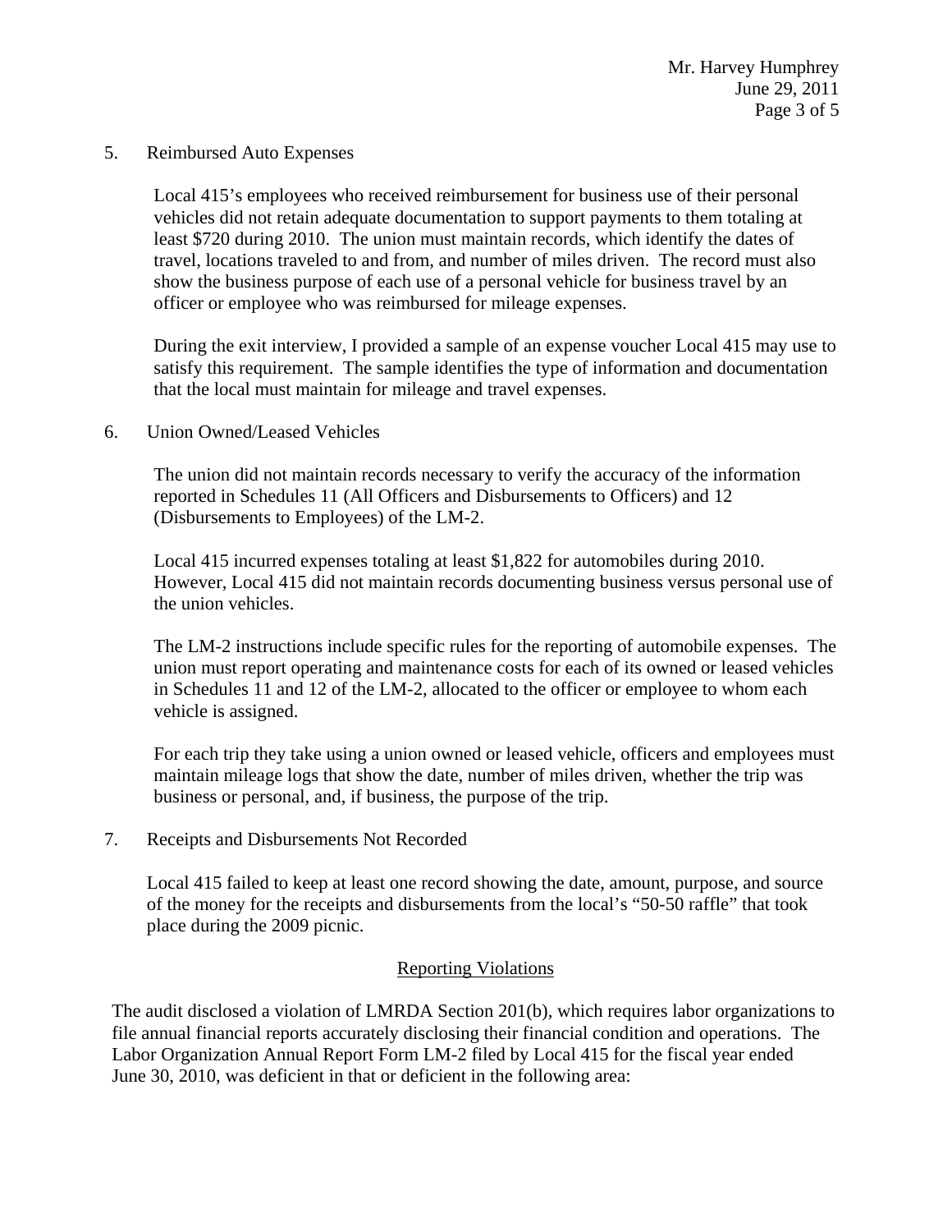5. Reimbursed Auto Expenses

   Local 415's employees who received reimbursement for business use of their personal vehicles did not retain adequate documentation to support payments to them totaling at least $720 during 2010. The union must maintain records, which identify the dates of travel, locations traveled to and from, and number of miles driven. The record must also show the business purpose of each use of a personal vehicle for business travel by an officer or employee who was reimbursed for mileage expenses.

   During the exit interview, I provided a sample of an expense voucher Local 415 may use to satisfy this requirement. The sample identifies the type of information and documentation that the local must maintain for mileage and travel expenses.

6. Union Owned/Leased Vehicles

   The union did not maintain records necessary to verify the accuracy of the information reported in Schedules 11 (All Officers and Disbursements to Officers) and 12 (Disbursements to Employees) of the LM-2.

   Local 415 incurred expenses totaling at least $1,822 for automobiles during 2010. However, Local 415 did not maintain records documenting business versus personal use of the union vehicles.

   The LM-2 instructions include specific rules for the reporting of automobile expenses. The union must report operating and maintenance costs for each of its owned or leased vehicles in Schedules 11 and 12 of the LM-2, allocated to the officer or employee to whom each vehicle is assigned.

   For each trip they take using a union owned or leased vehicle, officers and employees must maintain mileage logs that show the date, number of miles driven, whether the trip was business or personal, and, if business, the purpose of the trip.

7. Receipts and Disbursements Not Recorded

   Local 415 failed to keep at least one record showing the date, amount, purpose, and source of the money for the receipts and disbursements from the local's "50-50 raffle" that took place during the 2009 picnic.

## Reporting Violations

The audit disclosed a violation of LMRDA Section 201(b), which requires labor organizations to file annual financial reports accurately disclosing their financial condition and operations. The Labor Organization Annual Report Form LM-2 filed by Local 415 for the fiscal year ended June 30, 2010, was deficient in that or deficient in the following area: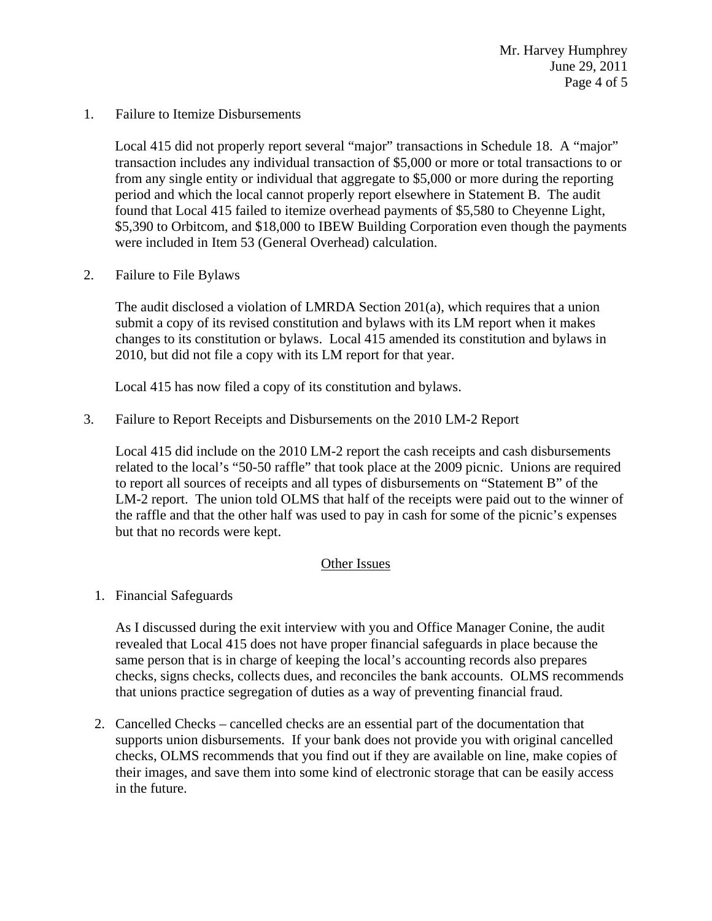1. Failure to Itemize Disbursements

   Local 415 did not properly report several "major" transactions in Schedule 18. A "major" transaction includes any individual transaction of $5,000 or more or total transactions to or from any single entity or individual that aggregate to $5,000 or more during the reporting period and which the local cannot properly report elsewhere in Statement B. The audit found that Local 415 failed to itemize overhead payments of $5,580 to Cheyenne Light, $5,390 to Orbitcom, and $18,000 to IBEW Building Corporation even though the payments were included in Item 53 (General Overhead) calculation.

2. Failure to File Bylaws

   The audit disclosed a violation of LMRDA Section 201(a), which requires that a union submit a copy of its revised constitution and bylaws with its LM report when it makes changes to its constitution or bylaws. Local 415 amended its constitution and bylaws in 2010, but did not file a copy with its LM report for that year.

   Local 415 has now filed a copy of its constitution and bylaws.

3. Failure to Report Receipts and Disbursements on the 2010 LM-2 Report

   Local 415 did include on the 2010 LM-2 report the cash receipts and cash disbursements related to the local's "50-50 raffle" that took place at the 2009 picnic. Unions are required to report all sources of receipts and all types of disbursements on "Statement B" of the LM-2 report. The union told OLMS that half of the receipts were paid out to the winner of the raffle and that the other half was used to pay in cash for some of the picnic's expenses but that no records were kept.

<u>Other Issues</u>

1. Financial Safeguards

   As I discussed during the exit interview with you and Office Manager Conine, the audit revealed that Local 415 does not have proper financial safeguards in place because the same person that is in charge of keeping the local's accounting records also prepares checks, signs checks, collects dues, and reconciles the bank accounts. OLMS recommends that unions practice segregation of duties as a way of preventing financial fraud.

2. Cancelled Checks – cancelled checks are an essential part of the documentation that supports union disbursements. If your bank does not provide you with original cancelled checks, OLMS recommends that you find out if they are available on line, make copies of their images, and save them into some kind of electronic storage that can be easily access in the future.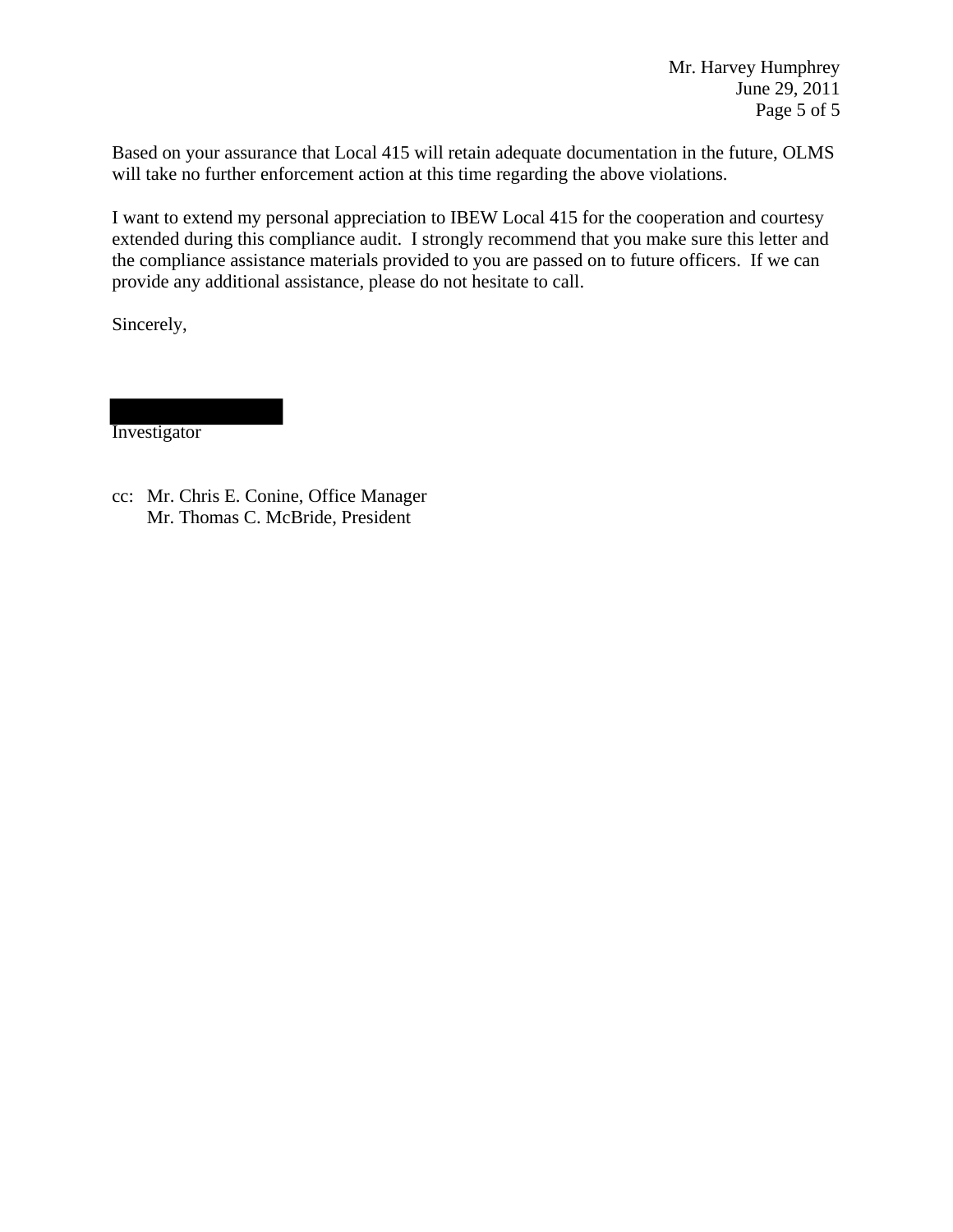Based on your assurance that Local 415 will retain adequate documentation in the future, OLMS will take no further enforcement action at this time regarding the above violations.

I want to extend my personal appreciation to IBEW Local 415 for the cooperation and courtesy extended during this compliance audit. I strongly recommend that you make sure this letter and the compliance assistance materials provided to you are passed on to future officers. If we can provide any additional assistance, please do not hesitate to call.

Sincerely,

Investigator

cc: Mr. Chris E. Conine, Office Manager
Mr. Thomas C. McBride, President